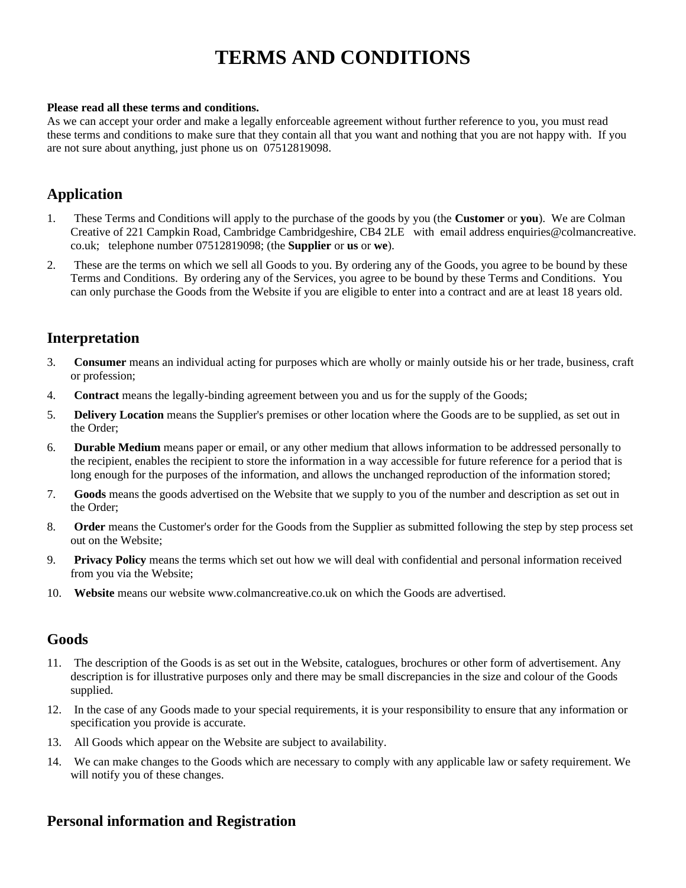# TERMS AND CONDITIONS

**Please read all these terms and conditions.**
As we can accept your order and make a legally enforceable agreement without further reference to you, you must read these terms and conditions to make sure that they contain all that you want and nothing that you are not happy with. If you are not sure about anything, just phone us on 07512819098.

## Application

1. These Terms and Conditions will apply to the purchase of the goods by you (the **Customer** or **you**). We are Colman Creative of 221 Campkin Road, Cambridge Cambridgeshire, CB4 2LE with email address enquiries@colmancreative.co.uk; telephone number 07512819098; (the **Supplier** or **us** or **we**).
2. These are the terms on which we sell all Goods to you. By ordering any of the Goods, you agree to be bound by these Terms and Conditions. By ordering any of the Services, you agree to be bound by these Terms and Conditions. You can only purchase the Goods from the Website if you are eligible to enter into a contract and are at least 18 years old.

## Interpretation

3. **Consumer** means an individual acting for purposes which are wholly or mainly outside his or her trade, business, craft or profession;
4. **Contract** means the legally-binding agreement between you and us for the supply of the Goods;
5. **Delivery Location** means the Supplier's premises or other location where the Goods are to be supplied, as set out in the Order;
6. **Durable Medium** means paper or email, or any other medium that allows information to be addressed personally to the recipient, enables the recipient to store the information in a way accessible for future reference for a period that is long enough for the purposes of the information, and allows the unchanged reproduction of the information stored;
7. **Goods** means the goods advertised on the Website that we supply to you of the number and description as set out in the Order;
8. **Order** means the Customer's order for the Goods from the Supplier as submitted following the step by step process set out on the Website;
9. **Privacy Policy** means the terms which set out how we will deal with confidential and personal information received from you via the Website;
10. **Website** means our website www.colmancreative.co.uk on which the Goods are advertised.

## Goods

11. The description of the Goods is as set out in the Website, catalogues, brochures or other form of advertisement. Any description is for illustrative purposes only and there may be small discrepancies in the size and colour of the Goods supplied.
12. In the case of any Goods made to your special requirements, it is your responsibility to ensure that any information or specification you provide is accurate.
13. All Goods which appear on the Website are subject to availability.
14. We can make changes to the Goods which are necessary to comply with any applicable law or safety requirement. We will notify you of these changes.

## Personal information and Registration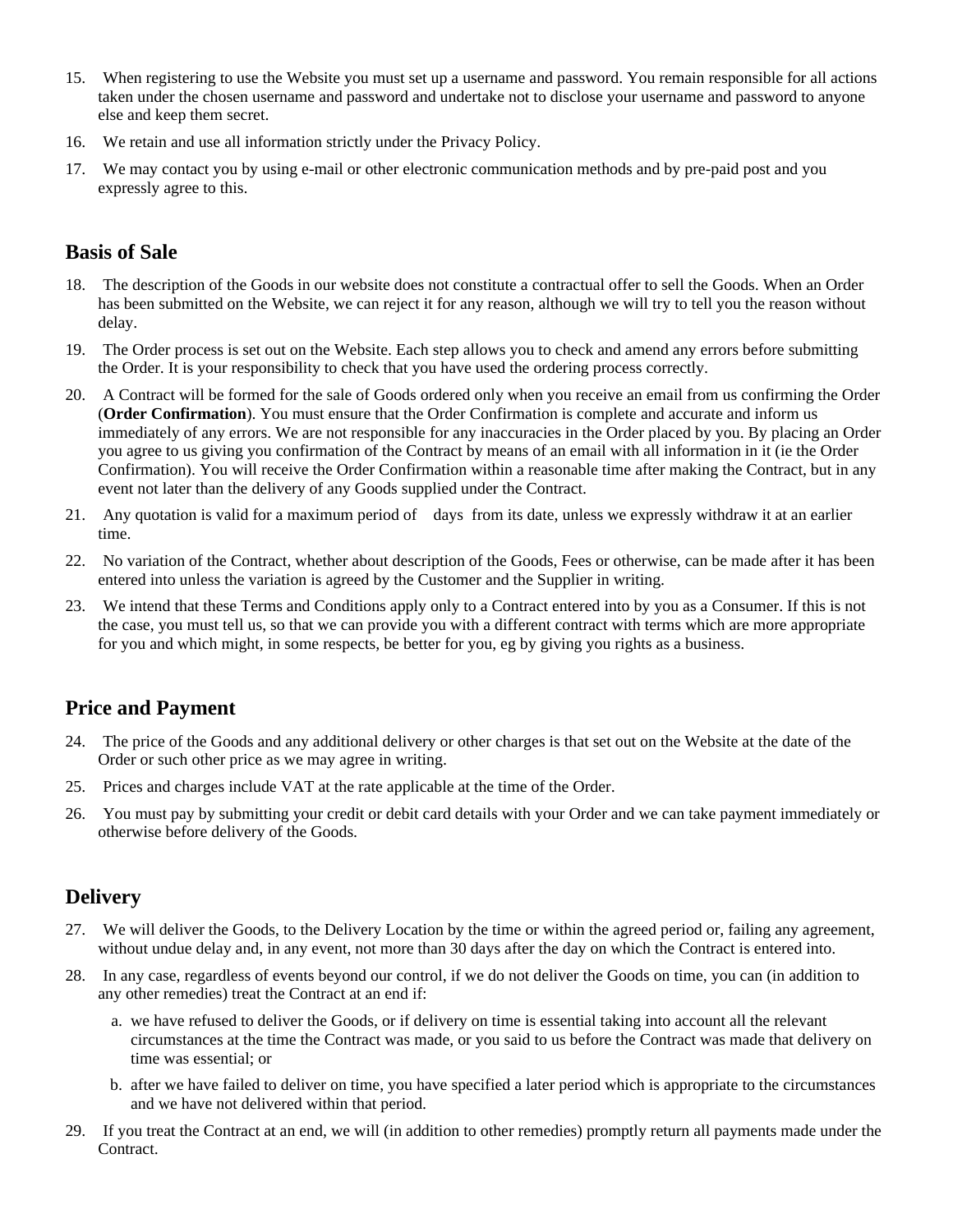15. When registering to use the Website you must set up a username and password. You remain responsible for all actions taken under the chosen username and password and undertake not to disclose your username and password to anyone else and keep them secret.
16. We retain and use all information strictly under the Privacy Policy.
17. We may contact you by using e-mail or other electronic communication methods and by pre-paid post and you expressly agree to this.

## Basis of Sale

18. The description of the Goods in our website does not constitute a contractual offer to sell the Goods. When an Order has been submitted on the Website, we can reject it for any reason, although we will try to tell you the reason without delay.
19. The Order process is set out on the Website. Each step allows you to check and amend any errors before submitting the Order. It is your responsibility to check that you have used the ordering process correctly.
20. A Contract will be formed for the sale of Goods ordered only when you receive an email from us confirming the Order (**Order Confirmation**). You must ensure that the Order Confirmation is complete and accurate and inform us immediately of any errors. We are not responsible for any inaccuracies in the Order placed by you. By placing an Order you agree to us giving you confirmation of the Contract by means of an email with all information in it (ie the Order Confirmation). You will receive the Order Confirmation within a reasonable time after making the Contract, but in any event not later than the delivery of any Goods supplied under the Contract.
21. Any quotation is valid for a maximum period of days from its date, unless we expressly withdraw it at an earlier time.
22. No variation of the Contract, whether about description of the Goods, Fees or otherwise, can be made after it has been entered into unless the variation is agreed by the Customer and the Supplier in writing.
23. We intend that these Terms and Conditions apply only to a Contract entered into by you as a Consumer. If this is not the case, you must tell us, so that we can provide you with a different contract with terms which are more appropriate for you and which might, in some respects, be better for you, eg by giving you rights as a business.

## Price and Payment

24. The price of the Goods and any additional delivery or other charges is that set out on the Website at the date of the Order or such other price as we may agree in writing.
25. Prices and charges include VAT at the rate applicable at the time of the Order.
26. You must pay by submitting your credit or debit card details with your Order and we can take payment immediately or otherwise before delivery of the Goods.

## Delivery

27. We will deliver the Goods, to the Delivery Location by the time or within the agreed period or, failing any agreement, without undue delay and, in any event, not more than 30 days after the day on which the Contract is entered into.
28. In any case, regardless of events beyond our control, if we do not deliver the Goods on time, you can (in addition to any other remedies) treat the Contract at an end if:
    a. we have refused to deliver the Goods, or if delivery on time is essential taking into account all the relevant circumstances at the time the Contract was made, or you said to us before the Contract was made that delivery on time was essential; or
    b. after we have failed to deliver on time, you have specified a later period which is appropriate to the circumstances and we have not delivered within that period.
29. If you treat the Contract at an end, we will (in addition to other remedies) promptly return all payments made under the Contract.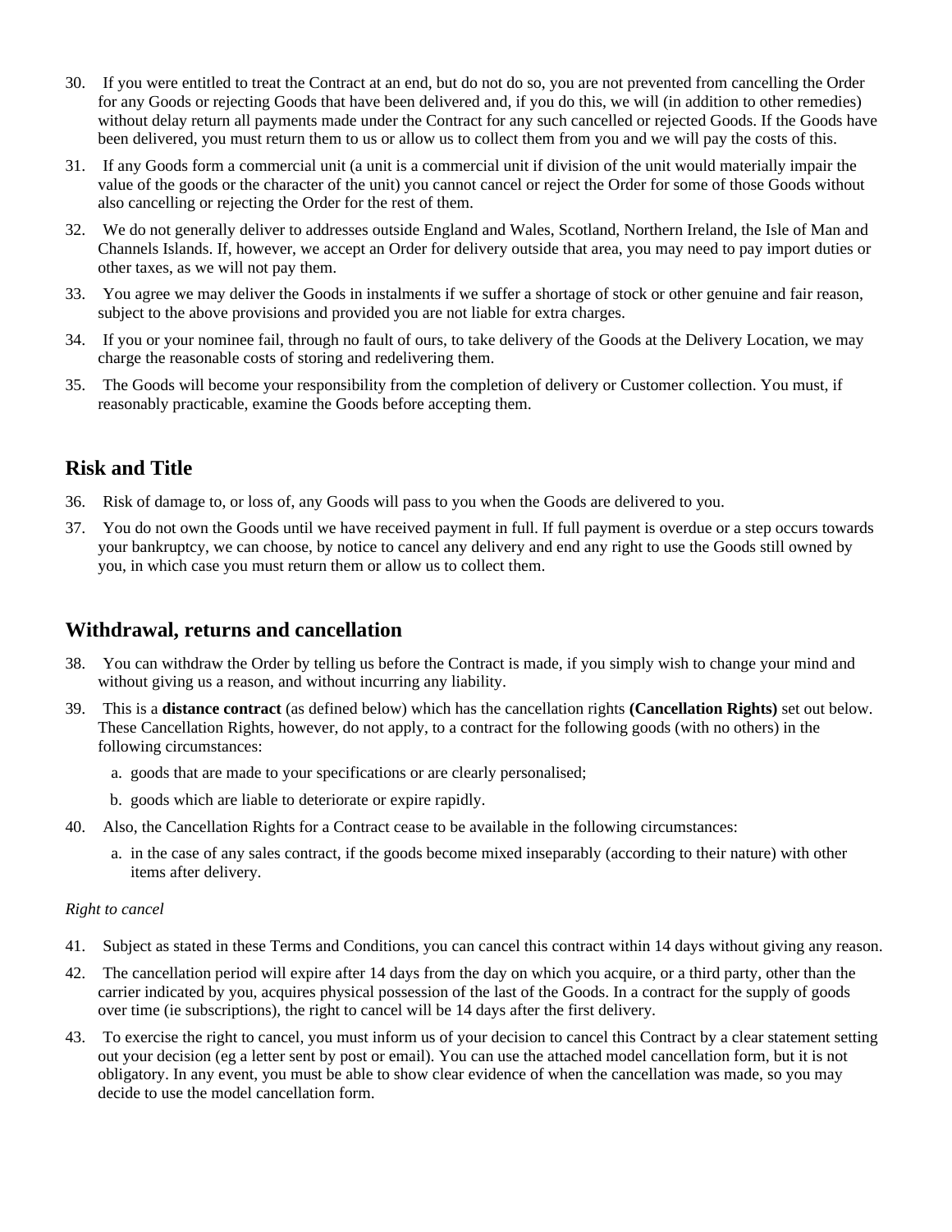30. If you were entitled to treat the Contract at an end, but do not do so, you are not prevented from cancelling the Order for any Goods or rejecting Goods that have been delivered and, if you do this, we will (in addition to other remedies) without delay return all payments made under the Contract for any such cancelled or rejected Goods. If the Goods have been delivered, you must return them to us or allow us to collect them from you and we will pay the costs of this.
31. If any Goods form a commercial unit (a unit is a commercial unit if division of the unit would materially impair the value of the goods or the character of the unit) you cannot cancel or reject the Order for some of those Goods without also cancelling or rejecting the Order for the rest of them.
32. We do not generally deliver to addresses outside England and Wales, Scotland, Northern Ireland, the Isle of Man and Channels Islands. If, however, we accept an Order for delivery outside that area, you may need to pay import duties or other taxes, as we will not pay them.
33. You agree we may deliver the Goods in instalments if we suffer a shortage of stock or other genuine and fair reason, subject to the above provisions and provided you are not liable for extra charges.
34. If you or your nominee fail, through no fault of ours, to take delivery of the Goods at the Delivery Location, we may charge the reasonable costs of storing and redelivering them.
35. The Goods will become your responsibility from the completion of delivery or Customer collection. You must, if reasonably practicable, examine the Goods before accepting them.

## Risk and Title

36. Risk of damage to, or loss of, any Goods will pass to you when the Goods are delivered to you.
37. You do not own the Goods until we have received payment in full. If full payment is overdue or a step occurs towards your bankruptcy, we can choose, by notice to cancel any delivery and end any right to use the Goods still owned by you, in which case you must return them or allow us to collect them.

## Withdrawal, returns and cancellation

38. You can withdraw the Order by telling us before the Contract is made, if you simply wish to change your mind and without giving us a reason, and without incurring any liability.
39. This is a **distance contract** (as defined below) which has the cancellation rights **(Cancellation Rights)** set out below. These Cancellation Rights, however, do not apply, to a contract for the following goods (with no others) in the following circumstances:
    a. goods that are made to your specifications or are clearly personalised;
    b. goods which are liable to deteriorate or expire rapidly.
40. Also, the Cancellation Rights for a Contract cease to be available in the following circumstances:
    a. in the case of any sales contract, if the goods become mixed inseparably (according to their nature) with other items after delivery.

*Right to cancel*

41. Subject as stated in these Terms and Conditions, you can cancel this contract within 14 days without giving any reason.
42. The cancellation period will expire after 14 days from the day on which you acquire, or a third party, other than the carrier indicated by you, acquires physical possession of the last of the Goods. In a contract for the supply of goods over time (ie subscriptions), the right to cancel will be 14 days after the first delivery.
43. To exercise the right to cancel, you must inform us of your decision to cancel this Contract by a clear statement setting out your decision (eg a letter sent by post or email). You can use the attached model cancellation form, but it is not obligatory. In any event, you must be able to show clear evidence of when the cancellation was made, so you may decide to use the model cancellation form.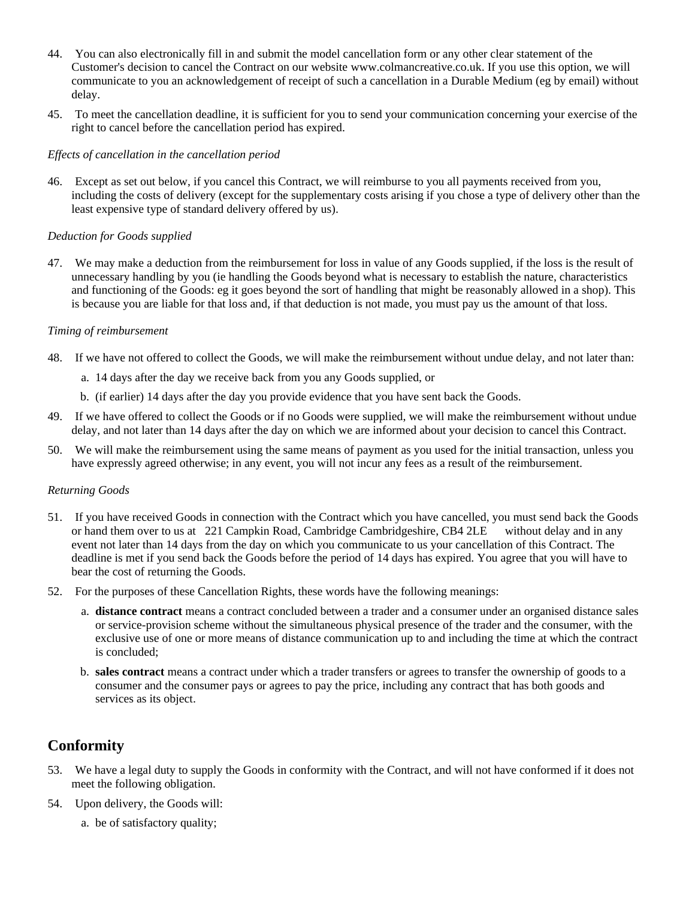44. You can also electronically fill in and submit the model cancellation form or any other clear statement of the Customer's decision to cancel the Contract on our website www.colmancreative.co.uk. If you use this option, we will communicate to you an acknowledgement of receipt of such a cancellation in a Durable Medium (eg by email) without delay.

45. To meet the cancellation deadline, it is sufficient for you to send your communication concerning your exercise of the right to cancel before the cancellation period has expired.

*Effects of cancellation in the cancellation period*

46. Except as set out below, if you cancel this Contract, we will reimburse to you all payments received from you, including the costs of delivery (except for the supplementary costs arising if you chose a type of delivery other than the least expensive type of standard delivery offered by us).

*Deduction for Goods supplied*

47. We may make a deduction from the reimbursement for loss in value of any Goods supplied, if the loss is the result of unnecessary handling by you (ie handling the Goods beyond what is necessary to establish the nature, characteristics and functioning of the Goods: eg it goes beyond the sort of handling that might be reasonably allowed in a shop). This is because you are liable for that loss and, if that deduction is not made, you must pay us the amount of that loss.

*Timing of reimbursement*

48. If we have not offered to collect the Goods, we will make the reimbursement without undue delay, and not later than:
    a. 14 days after the day we receive back from you any Goods supplied, or
    b. (if earlier) 14 days after the day you provide evidence that you have sent back the Goods.

49. If we have offered to collect the Goods or if no Goods were supplied, we will make the reimbursement without undue delay, and not later than 14 days after the day on which we are informed about your decision to cancel this Contract.

50. We will make the reimbursement using the same means of payment as you used for the initial transaction, unless you have expressly agreed otherwise; in any event, you will not incur any fees as a result of the reimbursement.

*Returning Goods*

51. If you have received Goods in connection with the Contract which you have cancelled, you must send back the Goods or hand them over to us at 221 Campkin Road, Cambridge Cambridgeshire, CB4 2LE without delay and in any event not later than 14 days from the day on which you communicate to us your cancellation of this Contract. The deadline is met if you send back the Goods before the period of 14 days has expired. You agree that you will have to bear the cost of returning the Goods.

52. For the purposes of these Cancellation Rights, these words have the following meanings:
    a. **distance contract** means a contract concluded between a trader and a consumer under an organised distance sales or service-provision scheme without the simultaneous physical presence of the trader and the consumer, with the exclusive use of one or more means of distance communication up to and including the time at which the contract is concluded;
    b. **sales contract** means a contract under which a trader transfers or agrees to transfer the ownership of goods to a consumer and the consumer pays or agrees to pay the price, including any contract that has both goods and services as its object.

## Conformity

53. We have a legal duty to supply the Goods in conformity with the Contract, and will not have conformed if it does not meet the following obligation.

54. Upon delivery, the Goods will:
    a. be of satisfactory quality;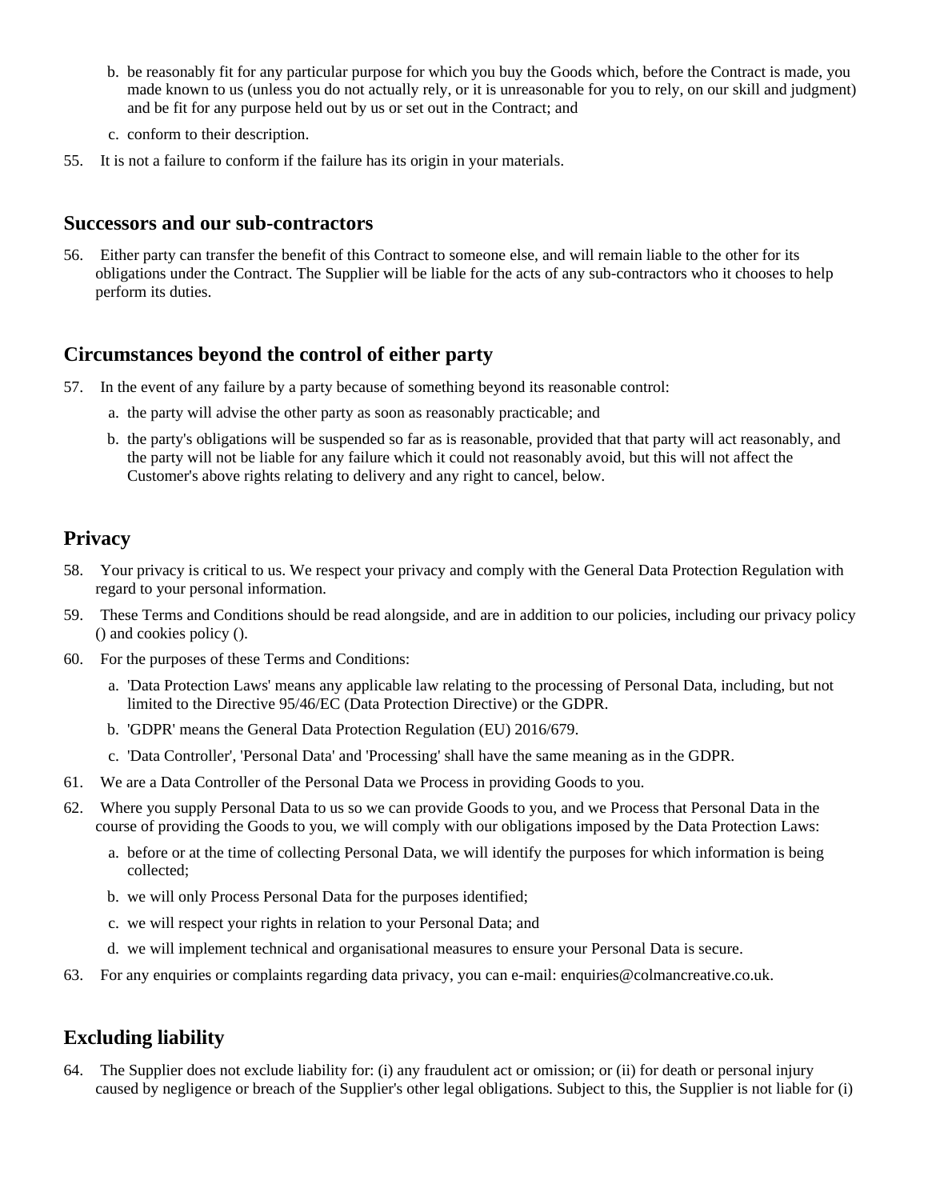b. be reasonably fit for any particular purpose for which you buy the Goods which, before the Contract is made, you made known to us (unless you do not actually rely, or it is unreasonable for you to rely, on our skill and judgment) and be fit for any purpose held out by us or set out in the Contract; and

c. conform to their description.

55. It is not a failure to conform if the failure has its origin in your materials.

## Successors and our sub-contractors

56. Either party can transfer the benefit of this Contract to someone else, and will remain liable to the other for its obligations under the Contract. The Supplier will be liable for the acts of any sub-contractors who it chooses to help perform its duties.

## Circumstances beyond the control of either party

57. In the event of any failure by a party because of something beyond its reasonable control:

   a. the party will advise the other party as soon as reasonably practicable; and

   b. the party's obligations will be suspended so far as is reasonable, provided that that party will act reasonably, and the party will not be liable for any failure which it could not reasonably avoid, but this will not affect the Customer's above rights relating to delivery and any right to cancel, below.

## Privacy

58. Your privacy is critical to us. We respect your privacy and comply with the General Data Protection Regulation with regard to your personal information.

59. These Terms and Conditions should be read alongside, and are in addition to our policies, including our privacy policy () and cookies policy ().

60. For the purposes of these Terms and Conditions:

   a. 'Data Protection Laws' means any applicable law relating to the processing of Personal Data, including, but not limited to the Directive 95/46/EC (Data Protection Directive) or the GDPR.

   b. 'GDPR' means the General Data Protection Regulation (EU) 2016/679.

   c. 'Data Controller', 'Personal Data' and 'Processing' shall have the same meaning as in the GDPR.

61. We are a Data Controller of the Personal Data we Process in providing Goods to you.

62. Where you supply Personal Data to us so we can provide Goods to you, and we Process that Personal Data in the course of providing the Goods to you, we will comply with our obligations imposed by the Data Protection Laws:

   a. before or at the time of collecting Personal Data, we will identify the purposes for which information is being collected;

   b. we will only Process Personal Data for the purposes identified;

   c. we will respect your rights in relation to your Personal Data; and

   d. we will implement technical and organisational measures to ensure your Personal Data is secure.

63. For any enquiries or complaints regarding data privacy, you can e-mail: enquiries@colmancreative.co.uk.

## Excluding liability

64. The Supplier does not exclude liability for: (i) any fraudulent act or omission; or (ii) for death or personal injury caused by negligence or breach of the Supplier's other legal obligations. Subject to this, the Supplier is not liable for (i)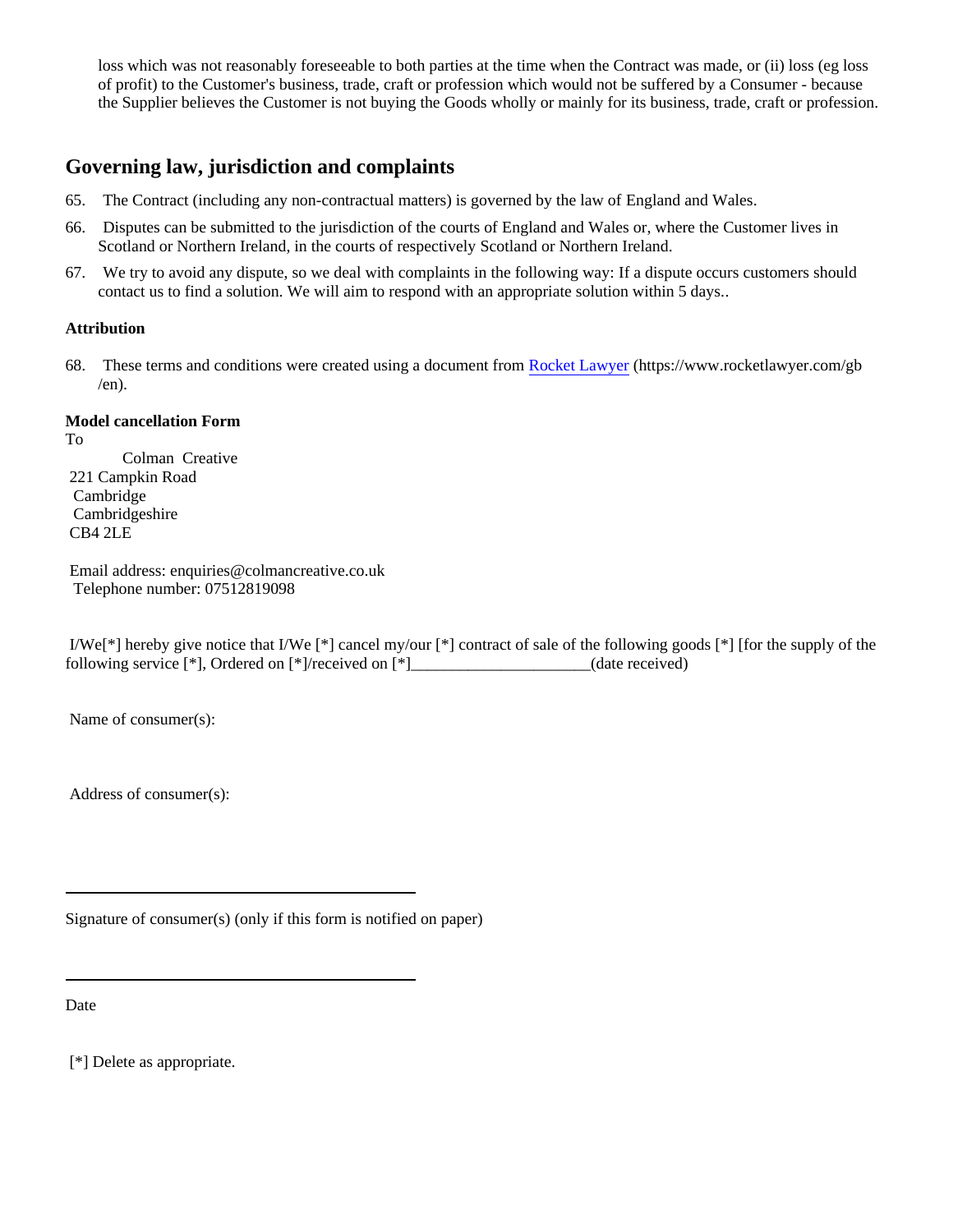loss which was not reasonably foreseeable to both parties at the time when the Contract was made, or (ii) loss (eg loss of profit) to the Customer's business, trade, craft or profession which would not be suffered by a Consumer - because the Supplier believes the Customer is not buying the Goods wholly or mainly for its business, trade, craft or profession.

## Governing law, jurisdiction and complaints

65. The Contract (including any non-contractual matters) is governed by the law of England and Wales.
66. Disputes can be submitted to the jurisdiction of the courts of England and Wales or, where the Customer lives in Scotland or Northern Ireland, in the courts of respectively Scotland or Northern Ireland.
67. We try to avoid any dispute, so we deal with complaints in the following way: If a dispute occurs customers should contact us to find a solution. We will aim to respond with an appropriate solution within 5 days..

**Attribution**

68. These terms and conditions were created using a document from [Rocket Lawyer](https://www.rocketlawyer.com/gb/en) (https://www.rocketlawyer.com/gb/en).

**Model cancellation Form**

To

Colman Creative
221 Campkin Road
Cambridge
Cambridgeshire
CB4 2LE

Email address: enquiries@colmancreative.co.uk
Telephone number: 07512819098

I/We[*] hereby give notice that I/We [*] cancel my/our [*] contract of sale of the following goods [*] [for the supply of the following service [*], Ordered on [*]/received on [*]_____________________(date received)

Name of consumer(s):

Address of consumer(s):

_______________________________________

Signature of consumer(s) (only if this form is notified on paper)

_______________________________________

Date

[*] Delete as appropriate.